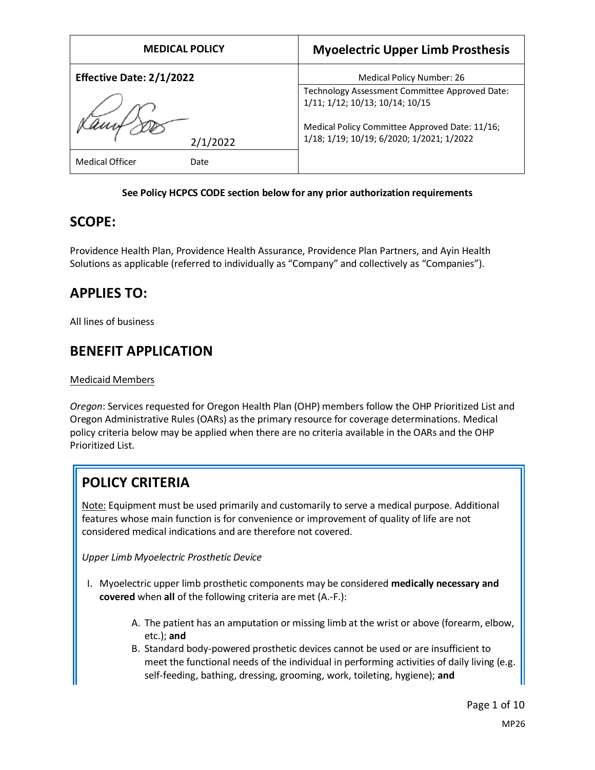| MEDICAL POLICY | Myoelectric Upper Limb Prosthesis |
|---|---|
| **Effective Date: 2/1/2022** | Medical Policy Number: 26 |
| 2/1/2022 | Technology Assessment Committee Approved Date: 1/11; 1/12; 10/13; 10/14; 10/15<br><br>Medical Policy Committee Approved Date: 11/16; 1/18; 1/19; 10/19; 6/2020; 1/2021; 1/2022 |
| Medical Officer Date | |

**See Policy HCPCS CODE section below for any prior authorization requirements**

## SCOPE:

Providence Health Plan, Providence Health Assurance, Providence Plan Partners, and Ayin Health Solutions as applicable (referred to individually as "Company" and collectively as "Companies").

## APPLIES TO:

All lines of business

## BENEFIT APPLICATION

Medicaid Members

*Oregon*: Services requested for Oregon Health Plan (OHP) members follow the OHP Prioritized List and Oregon Administrative Rules (OARs) as the primary resource for coverage determinations. Medical policy criteria below may be applied when there are no criteria available in the OARs and the OHP Prioritized List.

## POLICY CRITERIA

Note: Equipment must be used primarily and customarily to serve a medical purpose. Additional features whose main function is for convenience or improvement of quality of life are not considered medical indications and are therefore not covered.

*Upper Limb Myoelectric Prosthetic Device*

I. Myoelectric upper limb prosthetic components may be considered **medically necessary and covered** when **all** of the following criteria are met (A.-F.):

   A. The patient has an amputation or missing limb at the wrist or above (forearm, elbow, etc.); **and**
   B. Standard body-powered prosthetic devices cannot be used or are insufficient to meet the functional needs of the individual in performing activities of daily living (e.g. self-feeding, bathing, dressing, grooming, work, toileting, hygiene); **and**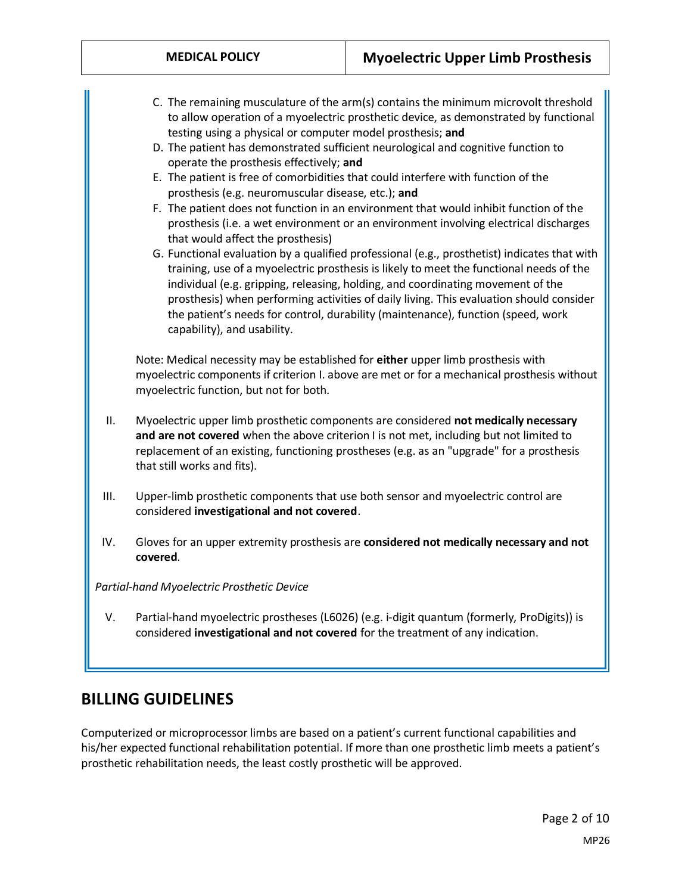C. The remaining musculature of the arm(s) contains the minimum microvolt threshold to allow operation of a myoelectric prosthetic device, as demonstrated by functional testing using a physical or computer model prosthesis; **and**

D. The patient has demonstrated sufficient neurological and cognitive function to operate the prosthesis effectively; **and**

E. The patient is free of comorbidities that could interfere with function of the prosthesis (e.g. neuromuscular disease, etc.); **and**

F. The patient does not function in an environment that would inhibit function of the prosthesis (i.e. a wet environment or an environment involving electrical discharges that would affect the prosthesis)

G. Functional evaluation by a qualified professional (e.g., prosthetist) indicates that with training, use of a myoelectric prosthesis is likely to meet the functional needs of the individual (e.g. gripping, releasing, holding, and coordinating movement of the prosthesis) when performing activities of daily living. This evaluation should consider the patient's needs for control, durability (maintenance), function (speed, work capability), and usability.

Note: Medical necessity may be established for **either** upper limb prosthesis with myoelectric components if criterion I. above are met or for a mechanical prosthesis without myoelectric function, but not for both.

II. Myoelectric upper limb prosthetic components are considered **not medically necessary and are not covered** when the above criterion I is not met, including but not limited to replacement of an existing, functioning prostheses (e.g. as an "upgrade" for a prosthesis that still works and fits).

III. Upper-limb prosthetic components that use both sensor and myoelectric control are considered **investigational and not covered**.

IV. Gloves for an upper extremity prosthesis are **considered not medically necessary and not covered**.

*Partial-hand Myoelectric Prosthetic Device*

V. Partial-hand myoelectric prostheses (L6026) (e.g. i-digit quantum (formerly, ProDigits)) is considered **investigational and not covered** for the treatment of any indication.

## BILLING GUIDELINES

Computerized or microprocessor limbs are based on a patient's current functional capabilities and his/her expected functional rehabilitation potential. If more than one prosthetic limb meets a patient's prosthetic rehabilitation needs, the least costly prosthetic will be approved.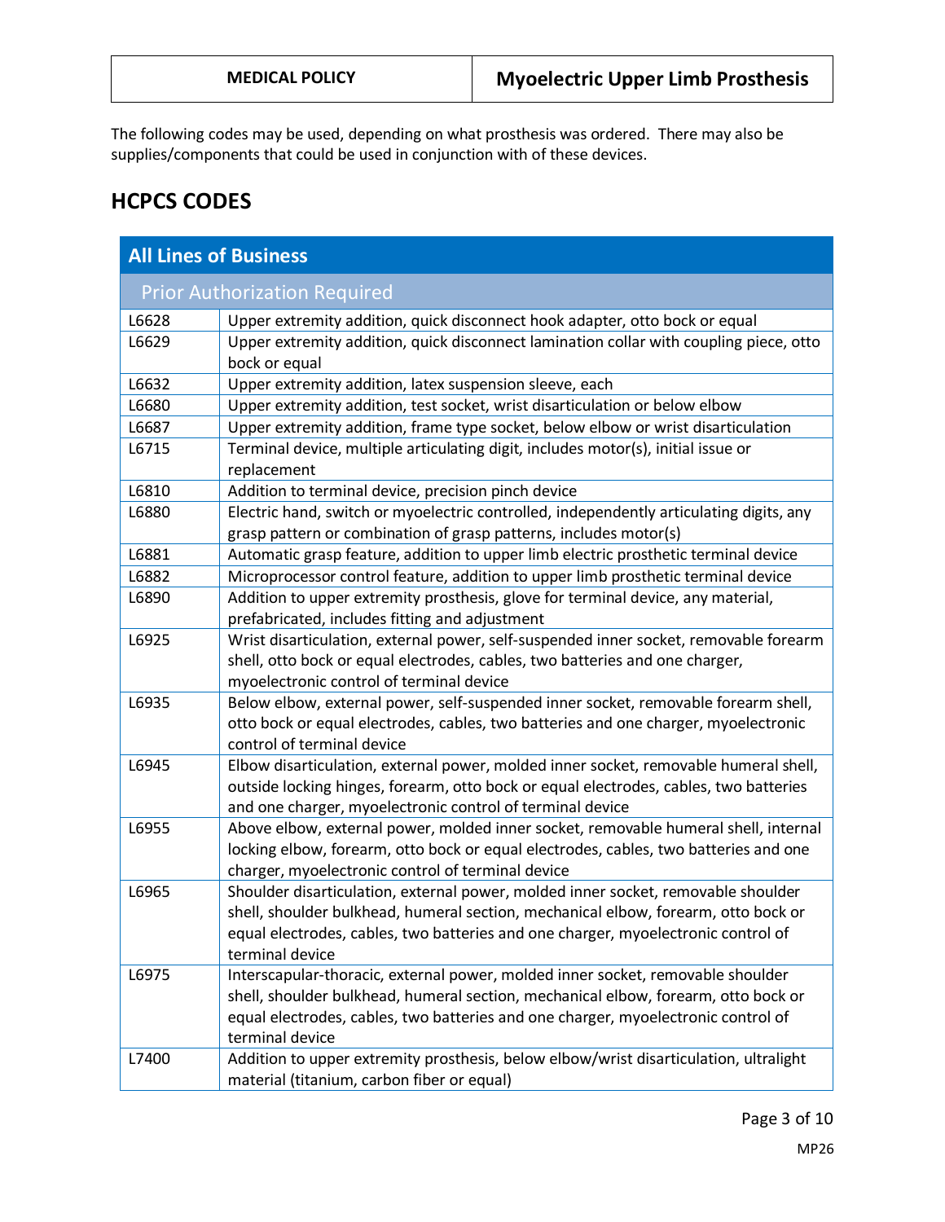The following codes may be used, depending on what prosthesis was ordered. There may also be supplies/components that could be used in conjunction with of these devices.

## HCPCS CODES

| All Lines of Business | |
|---|---|
| **Prior Authorization Required** | |
| L6628 | Upper extremity addition, quick disconnect hook adapter, otto bock or equal |
| L6629 | Upper extremity addition, quick disconnect lamination collar with coupling piece, otto bock or equal |
| L6632 | Upper extremity addition, latex suspension sleeve, each |
| L6680 | Upper extremity addition, test socket, wrist disarticulation or below elbow |
| L6687 | Upper extremity addition, frame type socket, below elbow or wrist disarticulation |
| L6715 | Terminal device, multiple articulating digit, includes motor(s), initial issue or replacement |
| L6810 | Addition to terminal device, precision pinch device |
| L6880 | Electric hand, switch or myoelectric controlled, independently articulating digits, any grasp pattern or combination of grasp patterns, includes motor(s) |
| L6881 | Automatic grasp feature, addition to upper limb electric prosthetic terminal device |
| L6882 | Microprocessor control feature, addition to upper limb prosthetic terminal device |
| L6890 | Addition to upper extremity prosthesis, glove for terminal device, any material, prefabricated, includes fitting and adjustment |
| L6925 | Wrist disarticulation, external power, self-suspended inner socket, removable forearm shell, otto bock or equal electrodes, cables, two batteries and one charger, myoelectronic control of terminal device |
| L6935 | Below elbow, external power, self-suspended inner socket, removable forearm shell, otto bock or equal electrodes, cables, two batteries and one charger, myoelectronic control of terminal device |
| L6945 | Elbow disarticulation, external power, molded inner socket, removable humeral shell, outside locking hinges, forearm, otto bock or equal electrodes, cables, two batteries and one charger, myoelectronic control of terminal device |
| L6955 | Above elbow, external power, molded inner socket, removable humeral shell, internal locking elbow, forearm, otto bock or equal electrodes, cables, two batteries and one charger, myoelectronic control of terminal device |
| L6965 | Shoulder disarticulation, external power, molded inner socket, removable shoulder shell, shoulder bulkhead, humeral section, mechanical elbow, forearm, otto bock or equal electrodes, cables, two batteries and one charger, myoelectronic control of terminal device |
| L6975 | Interscapular-thoracic, external power, molded inner socket, removable shoulder shell, shoulder bulkhead, humeral section, mechanical elbow, forearm, otto bock or equal electrodes, cables, two batteries and one charger, myoelectronic control of terminal device |
| L7400 | Addition to upper extremity prosthesis, below elbow/wrist disarticulation, ultralight material (titanium, carbon fiber or equal) |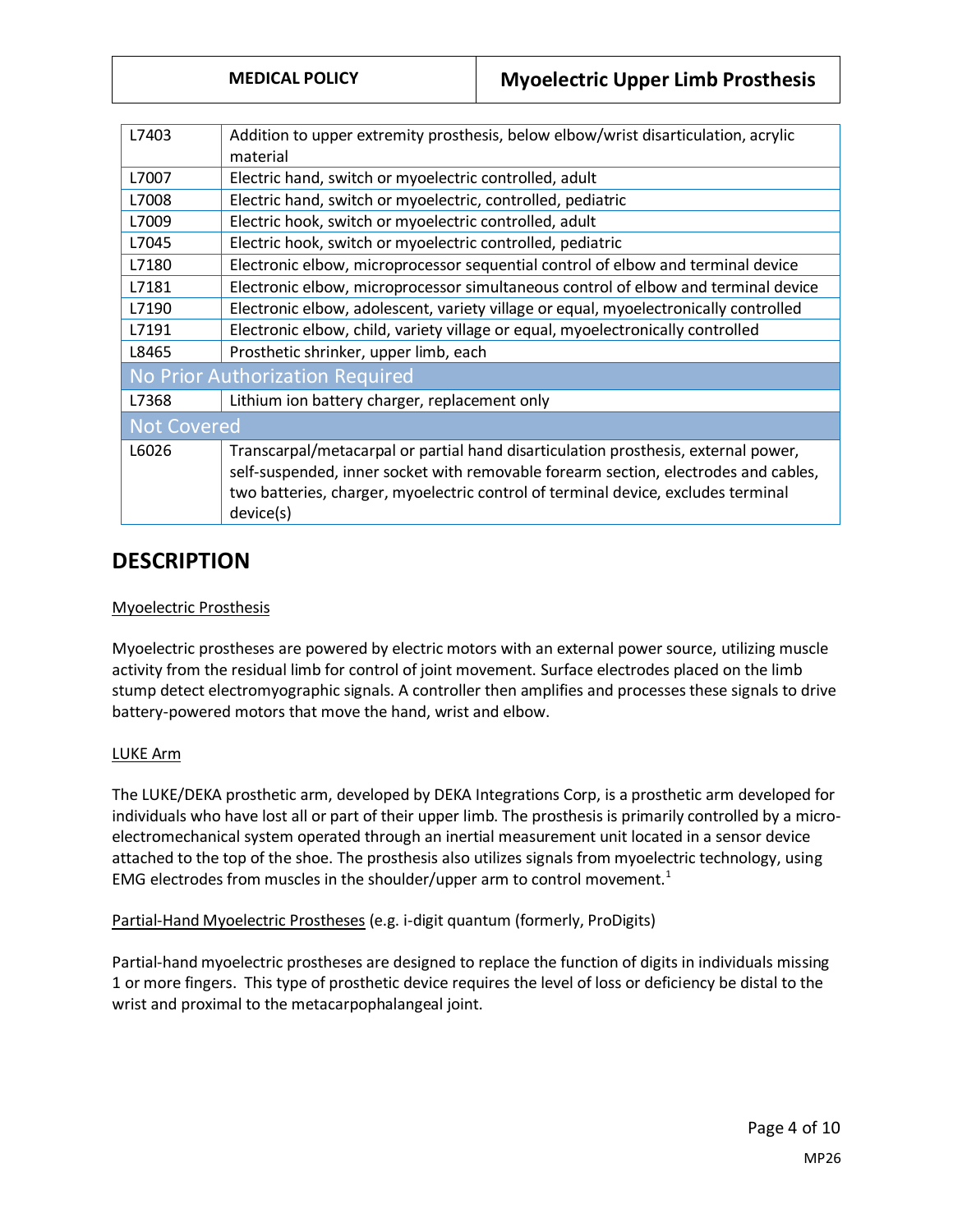| | |
|---|---|
| L7403 | Addition to upper extremity prosthesis, below elbow/wrist disarticulation, acrylic material |
| L7007 | Electric hand, switch or myoelectric controlled, adult |
| L7008 | Electric hand, switch or myoelectric, controlled, pediatric |
| L7009 | Electric hook, switch or myoelectric controlled, adult |
| L7045 | Electric hook, switch or myoelectric controlled, pediatric |
| L7180 | Electronic elbow, microprocessor sequential control of elbow and terminal device |
| L7181 | Electronic elbow, microprocessor simultaneous control of elbow and terminal device |
| L7190 | Electronic elbow, adolescent, variety village or equal, myoelectronically controlled |
| L7191 | Electronic elbow, child, variety village or equal, myoelectronically controlled |
| L8465 | Prosthetic shrinker, upper limb, each |
| **No Prior Authorization Required** | |
| L7368 | Lithium ion battery charger, replacement only |
| **Not Covered** | |
| L6026 | Transcarpal/metacarpal or partial hand disarticulation prosthesis, external power, self-suspended, inner socket with removable forearm section, electrodes and cables, two batteries, charger, myoelectric control of terminal device, excludes terminal device(s) |

## DESCRIPTION

Myoelectric Prosthesis

Myoelectric prostheses are powered by electric motors with an external power source, utilizing muscle activity from the residual limb for control of joint movement. Surface electrodes placed on the limb stump detect electromyographic signals. A controller then amplifies and processes these signals to drive battery-powered motors that move the hand, wrist and elbow.

LUKE Arm

The LUKE/DEKA prosthetic arm, developed by DEKA Integrations Corp, is a prosthetic arm developed for individuals who have lost all or part of their upper limb. The prosthesis is primarily controlled by a micro-electromechanical system operated through an inertial measurement unit located in a sensor device attached to the top of the shoe. The prosthesis also utilizes signals from myoelectric technology, using EMG electrodes from muscles in the shoulder/upper arm to control movement.[1]

Partial-Hand Myoelectric Prostheses (e.g. i-digit quantum (formerly, ProDigits)

Partial-hand myoelectric prostheses are designed to replace the function of digits in individuals missing 1 or more fingers. This type of prosthetic device requires the level of loss or deficiency be distal to the wrist and proximal to the metacarpophalangeal joint.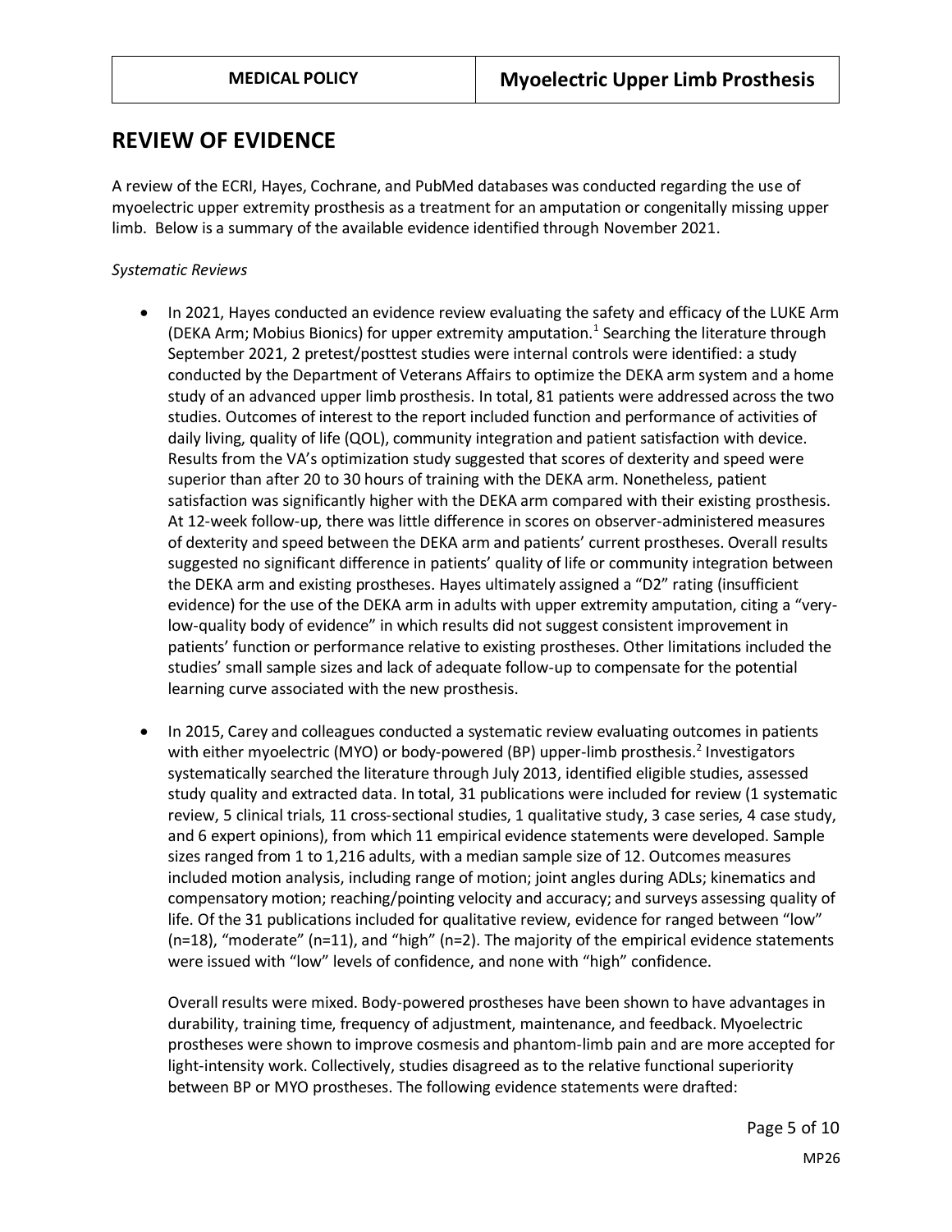## REVIEW OF EVIDENCE

A review of the ECRI, Hayes, Cochrane, and PubMed databases was conducted regarding the use of myoelectric upper extremity prosthesis as a treatment for an amputation or congenitally missing upper limb. Below is a summary of the available evidence identified through November 2021.

*Systematic Reviews*

- In 2021, Hayes conducted an evidence review evaluating the safety and efficacy of the LUKE Arm (DEKA Arm; Mobius Bionics) for upper extremity amputation.[1] Searching the literature through September 2021, 2 pretest/posttest studies were internal controls were identified: a study conducted by the Department of Veterans Affairs to optimize the DEKA arm system and a home study of an advanced upper limb prosthesis. In total, 81 patients were addressed across the two studies. Outcomes of interest to the report included function and performance of activities of daily living, quality of life (QOL), community integration and patient satisfaction with device. Results from the VA's optimization study suggested that scores of dexterity and speed were superior than after 20 to 30 hours of training with the DEKA arm. Nonetheless, patient satisfaction was significantly higher with the DEKA arm compared with their existing prosthesis. At 12-week follow-up, there was little difference in scores on observer-administered measures of dexterity and speed between the DEKA arm and patients' current prostheses. Overall results suggested no significant difference in patients' quality of life or community integration between the DEKA arm and existing prostheses. Hayes ultimately assigned a "D2" rating (insufficient evidence) for the use of the DEKA arm in adults with upper extremity amputation, citing a "very-low-quality body of evidence" in which results did not suggest consistent improvement in patients' function or performance relative to existing prostheses. Other limitations included the studies' small sample sizes and lack of adequate follow-up to compensate for the potential learning curve associated with the new prosthesis.

- In 2015, Carey and colleagues conducted a systematic review evaluating outcomes in patients with either myoelectric (MYO) or body-powered (BP) upper-limb prosthesis.[2] Investigators systematically searched the literature through July 2013, identified eligible studies, assessed study quality and extracted data. In total, 31 publications were included for review (1 systematic review, 5 clinical trials, 11 cross-sectional studies, 1 qualitative study, 3 case series, 4 case study, and 6 expert opinions), from which 11 empirical evidence statements were developed. Sample sizes ranged from 1 to 1,216 adults, with a median sample size of 12. Outcomes measures included motion analysis, including range of motion; joint angles during ADLs; kinematics and compensatory motion; reaching/pointing velocity and accuracy; and surveys assessing quality of life. Of the 31 publications included for qualitative review, evidence for ranged between "low" (n=18), "moderate" (n=11), and "high" (n=2). The majority of the empirical evidence statements were issued with "low" levels of confidence, and none with "high" confidence.

  Overall results were mixed. Body-powered prostheses have been shown to have advantages in durability, training time, frequency of adjustment, maintenance, and feedback. Myoelectric prostheses were shown to improve cosmesis and phantom-limb pain and are more accepted for light-intensity work. Collectively, studies disagreed as to the relative functional superiority between BP or MYO prostheses. The following evidence statements were drafted: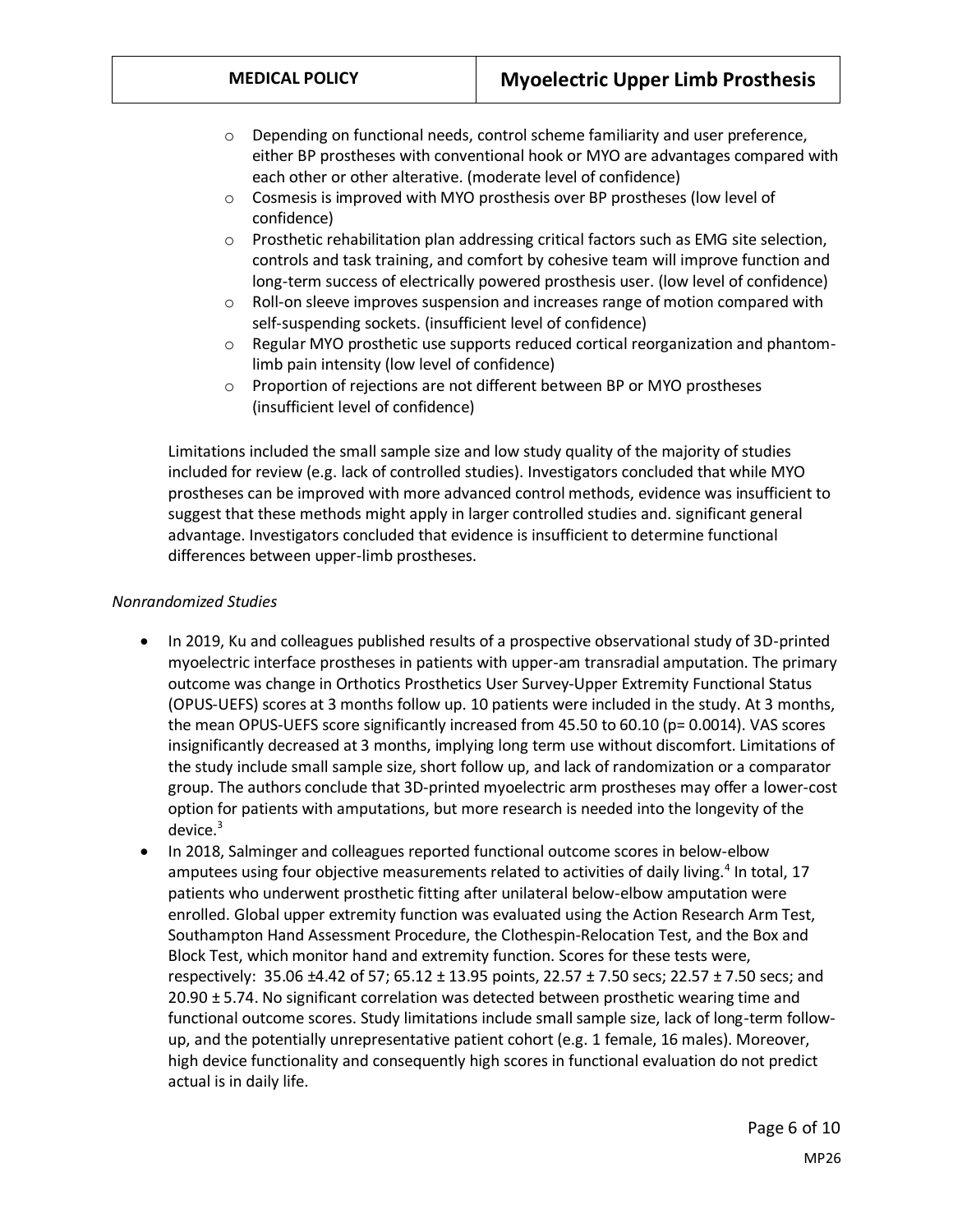- Depending on functional needs, control scheme familiarity and user preference, either BP prostheses with conventional hook or MYO are advantages compared with each other or other alterative. (moderate level of confidence)
- Cosmesis is improved with MYO prosthesis over BP prostheses (low level of confidence)
- Prosthetic rehabilitation plan addressing critical factors such as EMG site selection, controls and task training, and comfort by cohesive team will improve function and long-term success of electrically powered prosthesis user. (low level of confidence)
- Roll-on sleeve improves suspension and increases range of motion compared with self-suspending sockets. (insufficient level of confidence)
- Regular MYO prosthetic use supports reduced cortical reorganization and phantom-limb pain intensity (low level of confidence)
- Proportion of rejections are not different between BP or MYO prostheses (insufficient level of confidence)

Limitations included the small sample size and low study quality of the majority of studies included for review (e.g. lack of controlled studies). Investigators concluded that while MYO prostheses can be improved with more advanced control methods, evidence was insufficient to suggest that these methods might apply in larger controlled studies and. significant general advantage. Investigators concluded that evidence is insufficient to determine functional differences between upper-limb prostheses.

*Nonrandomized Studies*

- In 2019, Ku and colleagues published results of a prospective observational study of 3D-printed myoelectric interface prostheses in patients with upper-am transradial amputation. The primary outcome was change in Orthotics Prosthetics User Survey-Upper Extremity Functional Status (OPUS-UEFS) scores at 3 months follow up. 10 patients were included in the study. At 3 months, the mean OPUS-UEFS score significantly increased from 45.50 to 60.10 ($p= 0.0014$). VAS scores insignificantly decreased at 3 months, implying long term use without discomfort. Limitations of the study include small sample size, short follow up, and lack of randomization or a comparator group. The authors conclude that 3D-printed myoelectric arm prostheses may offer a lower-cost option for patients with amputations, but more research is needed into the longevity of the device.[3]
- In 2018, Salminger and colleagues reported functional outcome scores in below-elbow amputees using four objective measurements related to activities of daily living.[4] In total, 17 patients who underwent prosthetic fitting after unilateral below-elbow amputation were enrolled. Global upper extremity function was evaluated using the Action Research Arm Test, Southampton Hand Assessment Procedure, the Clothespin-Relocation Test, and the Box and Block Test, which monitor hand and extremity function. Scores for these tests were, respectively: 35.06 ±4.42 of 57; 65.12 ± 13.95 points, 22.57 ± 7.50 secs; 22.57 ± 7.50 secs; and 20.90 ± 5.74. No significant correlation was detected between prosthetic wearing time and functional outcome scores. Study limitations include small sample size, lack of long-term follow-up, and the potentially unrepresentative patient cohort (e.g. 1 female, 16 males). Moreover, high device functionality and consequently high scores in functional evaluation do not predict actual is in daily life.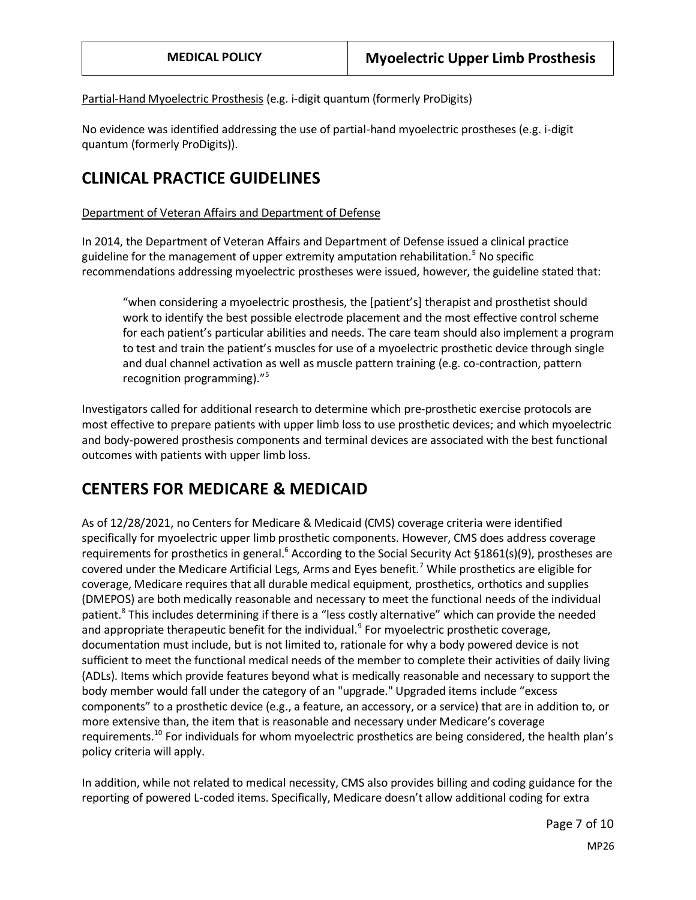Partial-Hand Myoelectric Prosthesis (e.g. i-digit quantum (formerly ProDigits)

No evidence was identified addressing the use of partial-hand myoelectric prostheses (e.g. i-digit quantum (formerly ProDigits)).

## CLINICAL PRACTICE GUIDELINES

Department of Veteran Affairs and Department of Defense

In 2014, the Department of Veteran Affairs and Department of Defense issued a clinical practice guideline for the management of upper extremity amputation rehabilitation.[5] No specific recommendations addressing myoelectric prostheses were issued, however, the guideline stated that:

> "when considering a myoelectric prosthesis, the [patient's] therapist and prosthetist should work to identify the best possible electrode placement and the most effective control scheme for each patient's particular abilities and needs. The care team should also implement a program to test and train the patient's muscles for use of a myoelectric prosthetic device through single and dual channel activation as well as muscle pattern training (e.g. co-contraction, pattern recognition programming)."[5]

Investigators called for additional research to determine which pre-prosthetic exercise protocols are most effective to prepare patients with upper limb loss to use prosthetic devices; and which myoelectric and body-powered prosthesis components and terminal devices are associated with the best functional outcomes with patients with upper limb loss.

## CENTERS FOR MEDICARE & MEDICAID

As of 12/28/2021, no Centers for Medicare & Medicaid (CMS) coverage criteria were identified specifically for myoelectric upper limb prosthetic components. However, CMS does address coverage requirements for prosthetics in general.[6] According to the Social Security Act §1861(s)(9), prostheses are covered under the Medicare Artificial Legs, Arms and Eyes benefit.[7] While prosthetics are eligible for coverage, Medicare requires that all durable medical equipment, prosthetics, orthotics and supplies (DMEPOS) are both medically reasonable and necessary to meet the functional needs of the individual patient.[8] This includes determining if there is a "less costly alternative" which can provide the needed and appropriate therapeutic benefit for the individual.[9] For myoelectric prosthetic coverage, documentation must include, but is not limited to, rationale for why a body powered device is not sufficient to meet the functional medical needs of the member to complete their activities of daily living (ADLs). Items which provide features beyond what is medically reasonable and necessary to support the body member would fall under the category of an "upgrade." Upgraded items include "excess components" to a prosthetic device (e.g., a feature, an accessory, or a service) that are in addition to, or more extensive than, the item that is reasonable and necessary under Medicare's coverage requirements.[10] For individuals for whom myoelectric prosthetics are being considered, the health plan's policy criteria will apply.

In addition, while not related to medical necessity, CMS also provides billing and coding guidance for the reporting of powered L-coded items. Specifically, Medicare doesn't allow additional coding for extra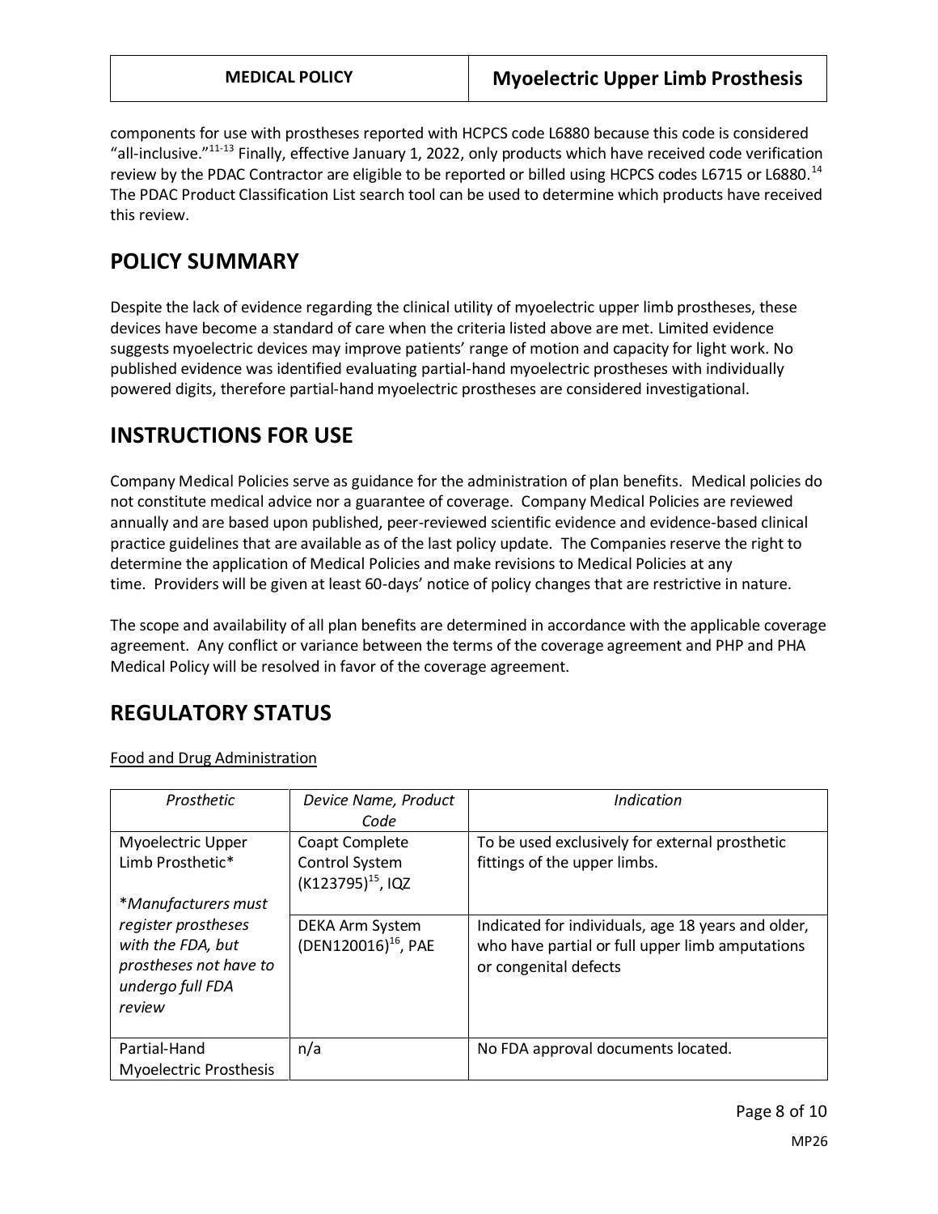components for use with prostheses reported with HCPCS code L6880 because this code is considered "all-inclusive."[11-13] Finally, effective January 1, 2022, only products which have received code verification review by the PDAC Contractor are eligible to be reported or billed using HCPCS codes L6715 or L6880.[14] The PDAC Product Classification List search tool can be used to determine which products have received this review.

## POLICY SUMMARY

Despite the lack of evidence regarding the clinical utility of myoelectric upper limb prostheses, these devices have become a standard of care when the criteria listed above are met. Limited evidence suggests myoelectric devices may improve patients' range of motion and capacity for light work. No published evidence was identified evaluating partial-hand myoelectric prostheses with individually powered digits, therefore partial-hand myoelectric prostheses are considered investigational.

## INSTRUCTIONS FOR USE

Company Medical Policies serve as guidance for the administration of plan benefits. Medical policies do not constitute medical advice nor a guarantee of coverage. Company Medical Policies are reviewed annually and are based upon published, peer-reviewed scientific evidence and evidence-based clinical practice guidelines that are available as of the last policy update. The Companies reserve the right to determine the application of Medical Policies and make revisions to Medical Policies at any time. Providers will be given at least 60-days' notice of policy changes that are restrictive in nature.

The scope and availability of all plan benefits are determined in accordance with the applicable coverage agreement. Any conflict or variance between the terms of the coverage agreement and PHP and PHA Medical Policy will be resolved in favor of the coverage agreement.

## REGULATORY STATUS

<u>Food and Drug Administration</u>

| *Prosthetic* | *Device Name, Product Code* | *Indication* |
|---|---|---|
| Myoelectric Upper Limb Prosthetic* <br><br> **Manufacturers must register prostheses with the FDA, but prostheses not have to undergo full FDA review* | Coapt Complete Control System (K123795)[15], IQZ | To be used exclusively for external prosthetic fittings of the upper limbs. |
| | DEKA Arm System (DEN120016)[16], PAE | Indicated for individuals, age 18 years and older, who have partial or full upper limb amputations or congenital defects |
| Partial-Hand Myoelectric Prosthesis | n/a | No FDA approval documents located. |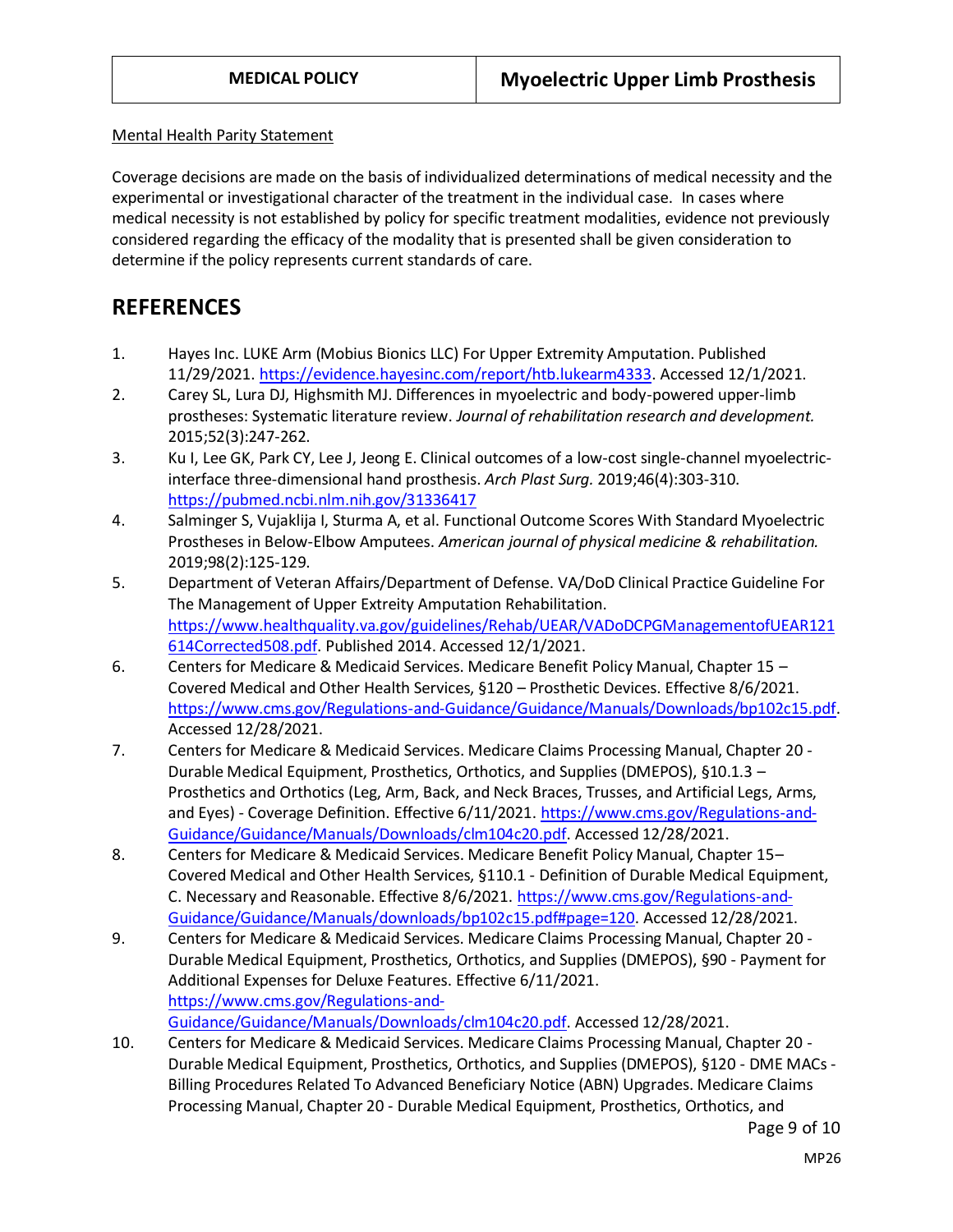Mental Health Parity Statement

Coverage decisions are made on the basis of individualized determinations of medical necessity and the experimental or investigational character of the treatment in the individual case. In cases where medical necessity is not established by policy for specific treatment modalities, evidence not previously considered regarding the efficacy of the modality that is presented shall be given consideration to determine if the policy represents current standards of care.

## REFERENCES

1. Hayes Inc. LUKE Arm (Mobius Bionics LLC) For Upper Extremity Amputation. Published 11/29/2021. https://evidence.hayesinc.com/report/htb.lukearm4333. Accessed 12/1/2021.
2. Carey SL, Lura DJ, Highsmith MJ. Differences in myoelectric and body-powered upper-limb prostheses: Systematic literature review. *Journal of rehabilitation research and development.* 2015;52(3):247-262.
3. Ku I, Lee GK, Park CY, Lee J, Jeong E. Clinical outcomes of a low-cost single-channel myoelectric-interface three-dimensional hand prosthesis. *Arch Plast Surg.* 2019;46(4):303-310. https://pubmed.ncbi.nlm.nih.gov/31336417
4. Salminger S, Vujaklija I, Sturma A, et al. Functional Outcome Scores With Standard Myoelectric Prostheses in Below-Elbow Amputees. *American journal of physical medicine & rehabilitation.* 2019;98(2):125-129.
5. Department of Veteran Affairs/Department of Defense. VA/DoD Clinical Practice Guideline For The Management of Upper Extreity Amputation Rehabilitation. https://www.healthquality.va.gov/guidelines/Rehab/UEAR/VADoDCPGManagementofUEAR121614Corrected508.pdf. Published 2014. Accessed 12/1/2021.
6. Centers for Medicare & Medicaid Services. Medicare Benefit Policy Manual, Chapter 15 – Covered Medical and Other Health Services, §120 – Prosthetic Devices. Effective 8/6/2021. https://www.cms.gov/Regulations-and-Guidance/Guidance/Manuals/Downloads/bp102c15.pdf. Accessed 12/28/2021.
7. Centers for Medicare & Medicaid Services. Medicare Claims Processing Manual, Chapter 20 - Durable Medical Equipment, Prosthetics, Orthotics, and Supplies (DMEPOS), §10.1.3 – Prosthetics and Orthotics (Leg, Arm, Back, and Neck Braces, Trusses, and Artificial Legs, Arms, and Eyes) - Coverage Definition. Effective 6/11/2021. https://www.cms.gov/Regulations-and-Guidance/Guidance/Manuals/Downloads/clm104c20.pdf. Accessed 12/28/2021.
8. Centers for Medicare & Medicaid Services. Medicare Benefit Policy Manual, Chapter 15– Covered Medical and Other Health Services, §110.1 - Definition of Durable Medical Equipment, C. Necessary and Reasonable. Effective 8/6/2021. https://www.cms.gov/Regulations-and-Guidance/Guidance/Manuals/downloads/bp102c15.pdf#page=120. Accessed 12/28/2021.
9. Centers for Medicare & Medicaid Services. Medicare Claims Processing Manual, Chapter 20 - Durable Medical Equipment, Prosthetics, Orthotics, and Supplies (DMEPOS), §90 - Payment for Additional Expenses for Deluxe Features. Effective 6/11/2021. https://www.cms.gov/Regulations-and-Guidance/Guidance/Manuals/Downloads/clm104c20.pdf. Accessed 12/28/2021.
10. Centers for Medicare & Medicaid Services. Medicare Claims Processing Manual, Chapter 20 - Durable Medical Equipment, Prosthetics, Orthotics, and Supplies (DMEPOS), §120 - DME MACs - Billing Procedures Related To Advanced Beneficiary Notice (ABN) Upgrades. Medicare Claims Processing Manual, Chapter 20 - Durable Medical Equipment, Prosthetics, Orthotics, and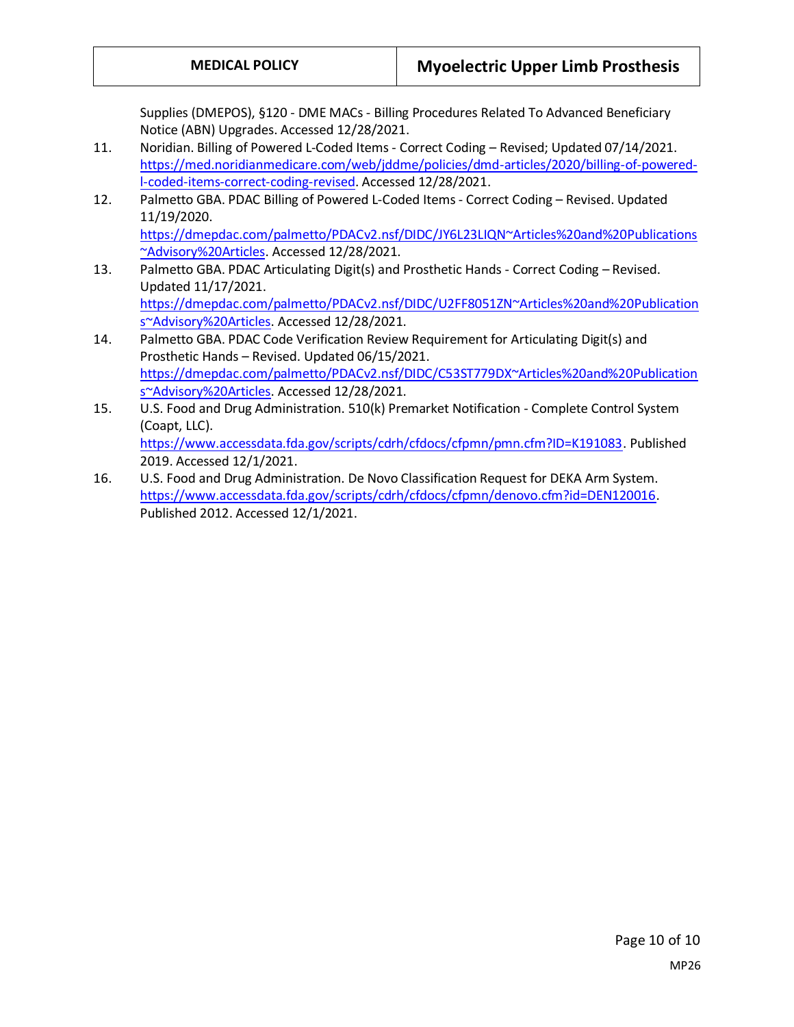Supplies (DMEPOS), §120 - DME MACs - Billing Procedures Related To Advanced Beneficiary Notice (ABN) Upgrades. Accessed 12/28/2021.

11. Noridian. Billing of Powered L-Coded Items - Correct Coding – Revised; Updated 07/14/2021. https://med.noridianmedicare.com/web/jddme/policies/dmd-articles/2020/billing-of-powered-l-coded-items-correct-coding-revised. Accessed 12/28/2021.
12. Palmetto GBA. PDAC Billing of Powered L-Coded Items - Correct Coding – Revised. Updated 11/19/2020. https://dmepdac.com/palmetto/PDACv2.nsf/DIDC/JY6L23LIQN~Articles%20and%20Publications~Advisory%20Articles. Accessed 12/28/2021.
13. Palmetto GBA. PDAC Articulating Digit(s) and Prosthetic Hands - Correct Coding – Revised. Updated 11/17/2021. https://dmepdac.com/palmetto/PDACv2.nsf/DIDC/U2FF8051ZN~Articles%20and%20Publications~Advisory%20Articles. Accessed 12/28/2021.
14. Palmetto GBA. PDAC Code Verification Review Requirement for Articulating Digit(s) and Prosthetic Hands – Revised. Updated 06/15/2021. https://dmepdac.com/palmetto/PDACv2.nsf/DIDC/C53ST779DX~Articles%20and%20Publications~Advisory%20Articles. Accessed 12/28/2021.
15. U.S. Food and Drug Administration. 510(k) Premarket Notification - Complete Control System (Coapt, LLC). https://www.accessdata.fda.gov/scripts/cdrh/cfdocs/cfpmn/pmn.cfm?ID=K191083. Published 2019. Accessed 12/1/2021.
16. U.S. Food and Drug Administration. De Novo Classification Request for DEKA Arm System. https://www.accessdata.fda.gov/scripts/cdrh/cfdocs/cfpmn/denovo.cfm?id=DEN120016. Published 2012. Accessed 12/1/2021.